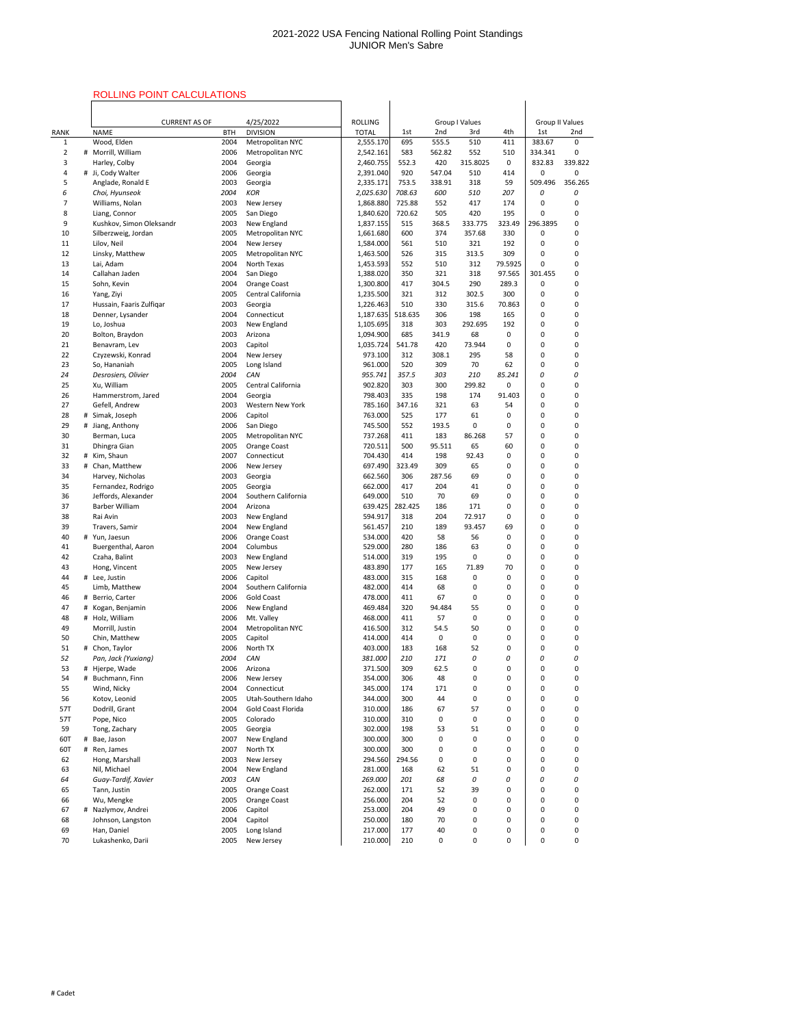# 2021-2022 USA Fencing National Rolling Point Standings
## JUNIOR Men's Sabre

ROLLING POINT CALCULATIONS

| | | CURRENT AS OF | | 4/25/2022 | ROLLING | | Group I Values | | | Group II Values | |
|---|---|---|---|---|---|---|---|---|---|---|---|
| RANK | | NAME | BTH | DIVISION | TOTAL | 1st | 2nd | 3rd | 4th | 1st | 2nd |
| 1 | | Wood, Elden | 2004 | Metropolitan NYC | 2,555.170 | 695 | 555.5 | 510 | 411 | 383.67 | 0 |
| 2 | # | Morrill, William | 2006 | Metropolitan NYC | 2,542.161 | 583 | 562.82 | 552 | 510 | 334.341 | 0 |
| 3 | | Harley, Colby | 2004 | Georgia | 2,460.755 | 552.3 | 420 | 315.8025 | 0 | 832.83 | 339.822 |
| 4 | # | Ji, Cody Walter | 2006 | Georgia | 2,391.040 | 920 | 547.04 | 510 | 414 | 0 | 0 |
| 5 | | Anglade, Ronald E | 2003 | Georgia | 2,335.171 | 753.5 | 338.91 | 318 | 59 | 509.496 | 356.265 |
| *6* | | *Choi, Hyunseok* | *2004* | *KOR* | *2,025.630* | *708.63* | *600* | *510* | *207* | *0* | *0* |
| 7 | | Williams, Nolan | 2003 | New Jersey | 1,868.880 | 725.88 | 552 | 417 | 174 | 0 | 0 |
| 8 | | Liang, Connor | 2005 | San Diego | 1,840.620 | 720.62 | 505 | 420 | 195 | 0 | 0 |
| 9 | | Kushkov, Simon Oleksandr | 2003 | New England | 1,837.155 | 515 | 368.5 | 333.775 | 323.49 | 296.3895 | 0 |
| 10 | | Silberzweig, Jordan | 2005 | Metropolitan NYC | 1,661.680 | 600 | 374 | 357.68 | 330 | 0 | 0 |
| 11 | | Lilov, Neil | 2004 | New Jersey | 1,584.000 | 561 | 510 | 321 | 192 | 0 | 0 |
| 12 | | Linsky, Matthew | 2005 | Metropolitan NYC | 1,463.500 | 526 | 315 | 313.5 | 309 | 0 | 0 |
| 13 | | Lai, Adam | 2004 | North Texas | 1,453.593 | 552 | 510 | 312 | 79.5925 | 0 | 0 |
| 14 | | Callahan Jaden | 2004 | San Diego | 1,388.020 | 350 | 321 | 318 | 97.565 | 301.455 | 0 |
| 15 | | Sohn, Kevin | 2004 | Orange Coast | 1,300.800 | 417 | 304.5 | 290 | 289.3 | 0 | 0 |
| 16 | | Yang, Ziyi | 2005 | Central California | 1,235.500 | 321 | 312 | 302.5 | 300 | 0 | 0 |
| 17 | | Hussain, Faaris Zulfiqar | 2003 | Georgia | 1,226.463 | 510 | 330 | 315.6 | 70.863 | 0 | 0 |
| 18 | | Denner, Lysander | 2004 | Connecticut | 1,187.635 | 518.635 | 306 | 198 | 165 | 0 | 0 |
| 19 | | Lo, Joshua | 2003 | New England | 1,105.695 | 318 | 303 | 292.695 | 192 | 0 | 0 |
| 20 | | Bolton, Braydon | 2003 | Arizona | 1,094.900 | 685 | 341.9 | 68 | 0 | 0 | 0 |
| 21 | | Benavram, Lev | 2003 | Capitol | 1,035.724 | 541.78 | 420 | 73.944 | 0 | 0 | 0 |
| 22 | | Czyzewski, Konrad | 2004 | New Jersey | 973.100 | 312 | 308.1 | 295 | 58 | 0 | 0 |
| 23 | | So, Hananiah | 2005 | Long Island | 961.000 | 520 | 309 | 70 | 62 | 0 | 0 |
| *24* | | *Desrosiers, Olivier* | *2004* | *CAN* | *955.741* | *357.5* | *303* | *210* | *85.241* | *0* | *0* |
| 25 | | Xu, William | 2005 | Central California | 902.820 | 303 | 300 | 299.82 | 0 | 0 | 0 |
| 26 | | Hammerstrom, Jared | 2004 | Georgia | 798.403 | 335 | 198 | 174 | 91.403 | 0 | 0 |
| 27 | | Gefell, Andrew | 2003 | Western New York | 785.160 | 347.16 | 321 | 63 | 54 | 0 | 0 |
| 28 | # | Simak, Joseph | 2006 | Capitol | 763.000 | 525 | 177 | 61 | 0 | 0 | 0 |
| 29 | # | Jiang, Anthony | 2006 | San Diego | 745.500 | 552 | 193.5 | 0 | 0 | 0 | 0 |
| 30 | | Berman, Luca | 2005 | Metropolitan NYC | 737.268 | 411 | 183 | 86.268 | 57 | 0 | 0 |
| 31 | | Dhingra Gian | 2005 | Orange Coast | 720.511 | 500 | 95.511 | 65 | 60 | 0 | 0 |
| 32 | # | Kim, Shaun | 2007 | Connecticut | 704.430 | 414 | 198 | 92.43 | 0 | 0 | 0 |
| 33 | # | Chan, Matthew | 2006 | New Jersey | 697.490 | 323.49 | 309 | 65 | 0 | 0 | 0 |
| 34 | | Harvey, Nicholas | 2003 | Georgia | 662.560 | 306 | 287.56 | 69 | 0 | 0 | 0 |
| 35 | | Fernandez, Rodrigo | 2005 | Georgia | 662.000 | 417 | 204 | 41 | 0 | 0 | 0 |
| 36 | | Jeffords, Alexander | 2004 | Southern California | 649.000 | 510 | 70 | 69 | 0 | 0 | 0 |
| 37 | | Barber William | 2004 | Arizona | 639.425 | 282.425 | 186 | 171 | 0 | 0 | 0 |
| 38 | | Rai Avin | 2003 | New England | 594.917 | 318 | 204 | 72.917 | 0 | 0 | 0 |
| 39 | | Travers, Samir | 2004 | New England | 561.457 | 210 | 189 | 93.457 | 69 | 0 | 0 |
| 40 | # | Yun, Jaesun | 2006 | Orange Coast | 534.000 | 420 | 58 | 56 | 0 | 0 | 0 |
| 41 | | Buergenthal, Aaron | 2004 | Columbus | 529.000 | 280 | 186 | 63 | 0 | 0 | 0 |
| 42 | | Czaha, Balint | 2003 | New England | 514.000 | 319 | 195 | 0 | 0 | 0 | 0 |
| 43 | | Hong, Vincent | 2005 | New Jersey | 483.890 | 177 | 165 | 71.89 | 70 | 0 | 0 |
| 44 | # | Lee, Justin | 2006 | Capitol | 483.000 | 315 | 168 | 0 | 0 | 0 | 0 |
| 45 | | Limb, Matthew | 2004 | Southern California | 482.000 | 414 | 68 | 0 | 0 | 0 | 0 |
| 46 | # | Berrio, Carter | 2006 | Gold Coast | 478.000 | 411 | 67 | 0 | 0 | 0 | 0 |
| 47 | # | Kogan, Benjamin | 2006 | New England | 469.484 | 320 | 94.484 | 55 | 0 | 0 | 0 |
| 48 | # | Holz, William | 2006 | Mt. Valley | 468.000 | 411 | 57 | 0 | 0 | 0 | 0 |
| 49 | | Morrill, Justin | 2004 | Metropolitan NYC | 416.500 | 312 | 54.5 | 50 | 0 | 0 | 0 |
| 50 | | Chin, Matthew | 2005 | Capitol | 414.000 | 414 | 0 | 0 | 0 | 0 | 0 |
| 51 | # | Chon, Taylor | 2006 | North TX | 403.000 | 183 | 168 | 52 | 0 | 0 | 0 |
| *52* | | *Pan, Jack (Yuxiang)* | *2004* | *CAN* | *381.000* | *210* | *171* | *0* | *0* | *0* | *0* |
| 53 | # | Hjerpe, Wade | 2006 | Arizona | 371.500 | 309 | 62.5 | 0 | 0 | 0 | 0 |
| 54 | # | Buchmann, Finn | 2006 | New Jersey | 354.000 | 306 | 48 | 0 | 0 | 0 | 0 |
| 55 | | Wind, Nicky | 2004 | Connecticut | 345.000 | 174 | 171 | 0 | 0 | 0 | 0 |
| 56 | | Kotov, Leonid | 2005 | Utah-Southern Idaho | 344.000 | 300 | 44 | 0 | 0 | 0 | 0 |
| 57T | | Dodrill, Grant | 2004 | Gold Coast Florida | 310.000 | 186 | 67 | 57 | 0 | 0 | 0 |
| 57T | | Pope, Nico | 2005 | Colorado | 310.000 | 310 | 0 | 0 | 0 | 0 | 0 |
| 59 | | Tong, Zachary | 2005 | Georgia | 302.000 | 198 | 53 | 51 | 0 | 0 | 0 |
| 60T | # | Bae, Jason | 2007 | New England | 300.000 | 300 | 0 | 0 | 0 | 0 | 0 |
| 60T | # | Ren, James | 2007 | North TX | 300.000 | 300 | 0 | 0 | 0 | 0 | 0 |
| 62 | | Hong, Marshall | 2003 | New Jersey | 294.560 | 294.56 | 0 | 0 | 0 | 0 | 0 |
| 63 | | Nil, Michael | 2004 | New England | 281.000 | 168 | 62 | 51 | 0 | 0 | 0 |
| *64* | | *Guay-Tardif, Xavier* | *2003* | *CAN* | *269.000* | *201* | *68* | *0* | *0* | *0* | *0* |
| 65 | | Tann, Justin | 2005 | Orange Coast | 262.000 | 171 | 52 | 39 | 0 | 0 | 0 |
| 66 | | Wu, Mengke | 2005 | Orange Coast | 256.000 | 204 | 52 | 0 | 0 | 0 | 0 |
| 67 | # | Nazlymov, Andrei | 2006 | Capitol | 253.000 | 204 | 49 | 0 | 0 | 0 | 0 |
| 68 | | Johnson, Langston | 2004 | Capitol | 250.000 | 180 | 70 | 0 | 0 | 0 | 0 |
| 69 | | Han, Daniel | 2005 | Long Island | 217.000 | 177 | 40 | 0 | 0 | 0 | 0 |
| 70 | | Lukashenko, Darii | 2005 | New Jersey | 210.000 | 210 | 0 | 0 | 0 | 0 | 0 |

# Cadet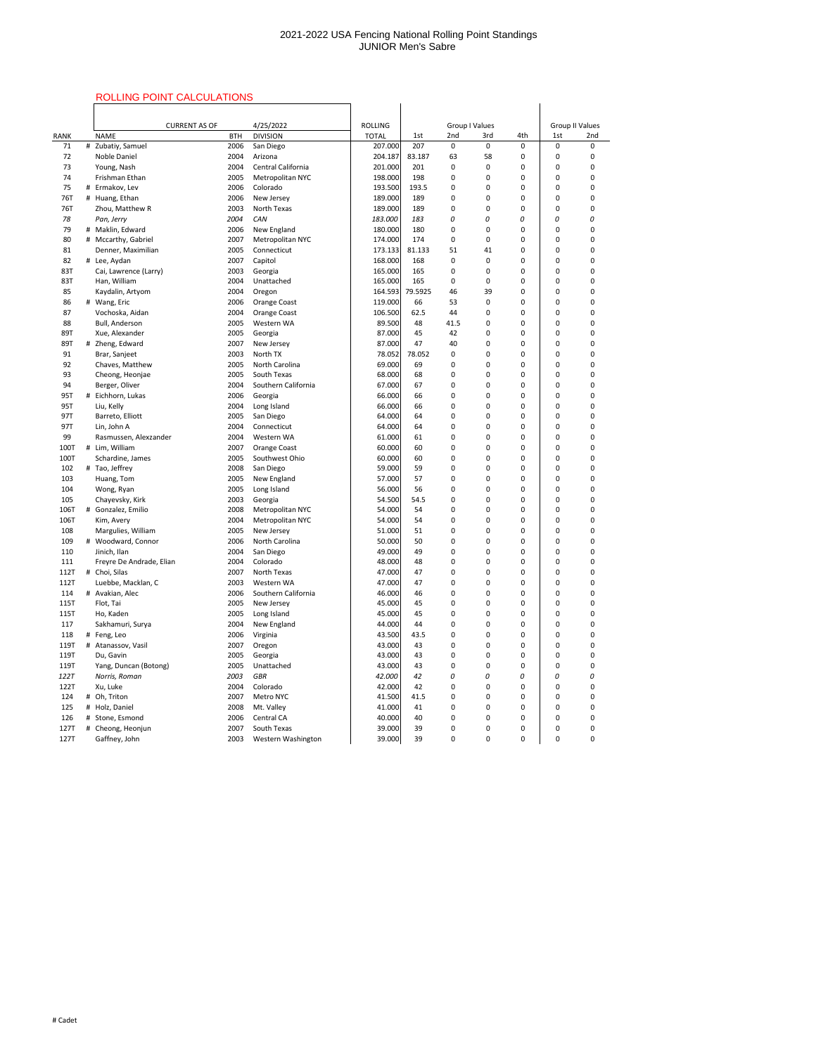2021-2022 USA Fencing National Rolling Point Standings
JUNIOR Men's Sabre

ROLLING POINT CALCULATIONS

| | | CURRENT AS OF | | 4/25/2022 | ROLLING | | Group I Values | | | | Group II Values | |
|---|---|---|---|---|---|---|---|---|---|---|---|---|
| RANK | | NAME | BTH | DIVISION | TOTAL | 1st | 2nd | 3rd | 4th | | 1st | 2nd |
| 71 | # | Zubatiy, Samuel | 2006 | San Diego | 207.000 | 207 | 0 | 0 | 0 | | 0 | 0 |
| 72 | | Noble Daniel | 2004 | Arizona | 204.187 | 83.187 | 63 | 58 | 0 | | 0 | 0 |
| 73 | | Young, Nash | 2004 | Central California | 201.000 | 201 | 0 | 0 | 0 | | 0 | 0 |
| 74 | | Frishman Ethan | 2005 | Metropolitan NYC | 198.000 | 198 | 0 | 0 | 0 | | 0 | 0 |
| 75 | # | Ermakov, Lev | 2006 | Colorado | 193.500 | 193.5 | 0 | 0 | 0 | | 0 | 0 |
| 76T | # | Huang, Ethan | 2006 | New Jersey | 189.000 | 189 | 0 | 0 | 0 | | 0 | 0 |
| 76T | | Zhou, Matthew R | 2003 | North Texas | 189.000 | 189 | 0 | 0 | 0 | | 0 | 0 |
| *78* | | *Pan, Jerry* | *2004* | *CAN* | *183.000* | *183* | *0* | *0* | *0* | | *0* | *0* |
| 79 | # | Maklin, Edward | 2006 | New England | 180.000 | 180 | 0 | 0 | 0 | | 0 | 0 |
| 80 | # | Mccarthy, Gabriel | 2007 | Metropolitan NYC | 174.000 | 174 | 0 | 0 | 0 | | 0 | 0 |
| 81 | | Denner, Maximilian | 2005 | Connecticut | 173.133 | 81.133 | 51 | 41 | 0 | | 0 | 0 |
| 82 | # | Lee, Aydan | 2007 | Capitol | 168.000 | 168 | 0 | 0 | 0 | | 0 | 0 |
| 83T | | Cai, Lawrence (Larry) | 2003 | Georgia | 165.000 | 165 | 0 | 0 | 0 | | 0 | 0 |
| 83T | | Han, William | 2004 | Unattached | 165.000 | 165 | 0 | 0 | 0 | | 0 | 0 |
| 85 | | Kaydalin, Artyom | 2004 | Oregon | 164.593 | 79.5925 | 46 | 39 | 0 | | 0 | 0 |
| 86 | # | Wang, Eric | 2006 | Orange Coast | 119.000 | 66 | 53 | 0 | 0 | | 0 | 0 |
| 87 | | Vochoska, Aidan | 2004 | Orange Coast | 106.500 | 62.5 | 44 | 0 | 0 | | 0 | 0 |
| 88 | | Bull, Anderson | 2005 | Western WA | 89.500 | 48 | 41.5 | 0 | 0 | | 0 | 0 |
| 89T | | Xue, Alexander | 2005 | Georgia | 87.000 | 45 | 42 | 0 | 0 | | 0 | 0 |
| 89T | # | Zheng, Edward | 2007 | New Jersey | 87.000 | 47 | 40 | 0 | 0 | | 0 | 0 |
| 91 | | Brar, Sanjeet | 2003 | North TX | 78.052 | 78.052 | 0 | 0 | 0 | | 0 | 0 |
| 92 | | Chaves, Matthew | 2005 | North Carolina | 69.000 | 69 | 0 | 0 | 0 | | 0 | 0 |
| 93 | | Cheong, Heonjae | 2005 | South Texas | 68.000 | 68 | 0 | 0 | 0 | | 0 | 0 |
| 94 | | Berger, Oliver | 2004 | Southern California | 67.000 | 67 | 0 | 0 | 0 | | 0 | 0 |
| 95T | # | Eichhorn, Lukas | 2006 | Georgia | 66.000 | 66 | 0 | 0 | 0 | | 0 | 0 |
| 95T | | Liu, Kelly | 2004 | Long Island | 66.000 | 66 | 0 | 0 | 0 | | 0 | 0 |
| 97T | | Barreto, Elliott | 2005 | San Diego | 64.000 | 64 | 0 | 0 | 0 | | 0 | 0 |
| 97T | | Lin, John A | 2004 | Connecticut | 64.000 | 64 | 0 | 0 | 0 | | 0 | 0 |
| 99 | | Rasmussen, Alexzander | 2004 | Western WA | 61.000 | 61 | 0 | 0 | 0 | | 0 | 0 |
| 100T | # | Lim, William | 2007 | Orange Coast | 60.000 | 60 | 0 | 0 | 0 | | 0 | 0 |
| 100T | | Schardine, James | 2005 | Southwest Ohio | 60.000 | 60 | 0 | 0 | 0 | | 0 | 0 |
| 102 | # | Tao, Jeffrey | 2008 | San Diego | 59.000 | 59 | 0 | 0 | 0 | | 0 | 0 |
| 103 | | Huang, Tom | 2005 | New England | 57.000 | 57 | 0 | 0 | 0 | | 0 | 0 |
| 104 | | Wong, Ryan | 2005 | Long Island | 56.000 | 56 | 0 | 0 | 0 | | 0 | 0 |
| 105 | | Chayevsky, Kirk | 2003 | Georgia | 54.500 | 54.5 | 0 | 0 | 0 | | 0 | 0 |
| 106T | # | Gonzalez, Emilio | 2008 | Metropolitan NYC | 54.000 | 54 | 0 | 0 | 0 | | 0 | 0 |
| 106T | | Kim, Avery | 2004 | Metropolitan NYC | 54.000 | 54 | 0 | 0 | 0 | | 0 | 0 |
| 108 | | Margulies, William | 2005 | New Jersey | 51.000 | 51 | 0 | 0 | 0 | | 0 | 0 |
| 109 | # | Woodward, Connor | 2006 | North Carolina | 50.000 | 50 | 0 | 0 | 0 | | 0 | 0 |
| 110 | | Jinich, Ilan | 2004 | San Diego | 49.000 | 49 | 0 | 0 | 0 | | 0 | 0 |
| 111 | | Freyre De Andrade, Elian | 2004 | Colorado | 48.000 | 48 | 0 | 0 | 0 | | 0 | 0 |
| 112T | # | Choi, Silas | 2007 | North Texas | 47.000 | 47 | 0 | 0 | 0 | | 0 | 0 |
| 112T | | Luebbe, Macklan, C | 2003 | Western WA | 47.000 | 47 | 0 | 0 | 0 | | 0 | 0 |
| 114 | # | Avakian, Alec | 2006 | Southern California | 46.000 | 46 | 0 | 0 | 0 | | 0 | 0 |
| 115T | | Flot, Tai | 2005 | New Jersey | 45.000 | 45 | 0 | 0 | 0 | | 0 | 0 |
| 115T | | Ho, Kaden | 2005 | Long Island | 45.000 | 45 | 0 | 0 | 0 | | 0 | 0 |
| 117 | | Sakhamuri, Surya | 2004 | New England | 44.000 | 44 | 0 | 0 | 0 | | 0 | 0 |
| 118 | # | Feng, Leo | 2006 | Virginia | 43.500 | 43.5 | 0 | 0 | 0 | | 0 | 0 |
| 119T | # | Atanassov, Vasil | 2007 | Oregon | 43.000 | 43 | 0 | 0 | 0 | | 0 | 0 |
| 119T | | Du, Gavin | 2005 | Georgia | 43.000 | 43 | 0 | 0 | 0 | | 0 | 0 |
| 119T | | Yang, Duncan (Botong) | 2005 | Unattached | 43.000 | 43 | 0 | 0 | 0 | | 0 | 0 |
| *122T* | | *Norris, Roman* | *2003* | *GBR* | *42.000* | *42* | *0* | *0* | *0* | | *0* | *0* |
| 122T | | Xu, Luke | 2004 | Colorado | 42.000 | 42 | 0 | 0 | 0 | | 0 | 0 |
| 124 | # | Oh, Triton | 2007 | Metro NYC | 41.500 | 41.5 | 0 | 0 | 0 | | 0 | 0 |
| 125 | # | Holz, Daniel | 2008 | Mt. Valley | 41.000 | 41 | 0 | 0 | 0 | | 0 | 0 |
| 126 | # | Stone, Esmond | 2006 | Central CA | 40.000 | 40 | 0 | 0 | 0 | | 0 | 0 |
| 127T | # | Cheong, Heonjun | 2007 | South Texas | 39.000 | 39 | 0 | 0 | 0 | | 0 | 0 |
| 127T | | Gaffney, John | 2003 | Western Washington | 39.000 | 39 | 0 | 0 | 0 | | 0 | 0 |

# Cadet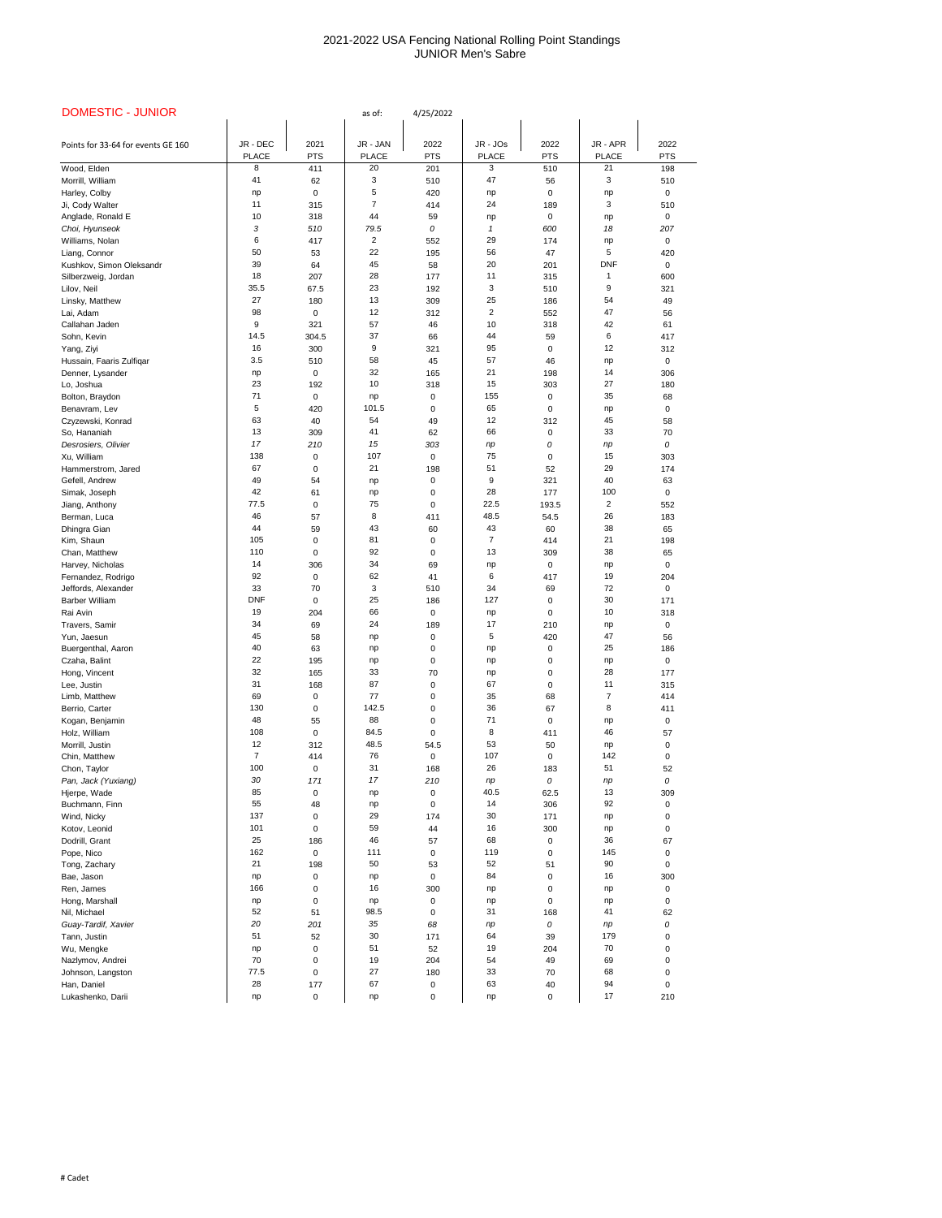# 2021-2022 USA Fencing National Rolling Point Standings
## JUNIOR Men's Sabre

**DOMESTIC - JUNIOR** as of: 4/25/2022

| Points for 33-64 for events GE 160 | JR - DEC PLACE | 2021 PTS | JR - JAN PLACE | 2022 PTS | JR - JOs PLACE | 2022 PTS | JR - APR PLACE | 2022 PTS |
|---|---|---|---|---|---|---|---|---|
| Wood, Elden | 8 | 411 | 20 | 201 | 3 | 510 | 21 | 198 |
| Morrill, William | 41 | 62 | 3 | 510 | 47 | 56 | 3 | 510 |
| Harley, Colby | np | 0 | 5 | 420 | np | 0 | np | 0 |
| Ji, Cody Walter | 11 | 315 | 7 | 414 | 24 | 189 | 3 | 510 |
| Anglade, Ronald E | 10 | 318 | 44 | 59 | np | 0 | np | 0 |
| *Choi, Hyunseok* | *3* | *510* | *79.5* | *0* | *1* | *600* | *18* | *207* |
| Williams, Nolan | 6 | 417 | 2 | 552 | 29 | 174 | np | 0 |
| Liang, Connor | 50 | 53 | 22 | 195 | 56 | 47 | 5 | 420 |
| Kushkov, Simon Oleksandr | 39 | 64 | 45 | 58 | 20 | 201 | DNF | 0 |
| Silberzweig, Jordan | 18 | 207 | 28 | 177 | 11 | 315 | 1 | 600 |
| Lilov, Neil | 35.5 | 67.5 | 23 | 192 | 3 | 510 | 9 | 321 |
| Linsky, Matthew | 27 | 180 | 13 | 309 | 25 | 186 | 54 | 49 |
| Lai, Adam | 98 | 0 | 12 | 312 | 2 | 552 | 47 | 56 |
| Callahan Jaden | 9 | 321 | 57 | 46 | 10 | 318 | 42 | 61 |
| Sohn, Kevin | 14.5 | 304.5 | 37 | 66 | 44 | 59 | 6 | 417 |
| Yang, Ziyi | 16 | 300 | 9 | 321 | 95 | 0 | 12 | 312 |
| Hussain, Faaris Zulfiqar | 3.5 | 510 | 58 | 45 | 57 | 46 | np | 0 |
| Denner, Lysander | np | 0 | 32 | 165 | 21 | 198 | 14 | 306 |
| Lo, Joshua | 23 | 192 | 10 | 318 | 15 | 303 | 27 | 180 |
| Bolton, Braydon | 71 | 0 | np | 0 | 155 | 0 | 35 | 68 |
| Benavram, Lev | 5 | 420 | 101.5 | 0 | 65 | 0 | np | 0 |
| Czyzewski, Konrad | 63 | 40 | 54 | 49 | 12 | 312 | 45 | 58 |
| So, Hananiah | 13 | 309 | 41 | 62 | 66 | 0 | 33 | 70 |
| *Desrosiers, Olivier* | *17* | *210* | *15* | *303* | *np* | *0* | *np* | *0* |
| Xu, William | 138 | 0 | 107 | 0 | 75 | 0 | 15 | 303 |
| Hammerstrom, Jared | 67 | 0 | 21 | 198 | 51 | 52 | 29 | 174 |
| Gefell, Andrew | 49 | 54 | np | 0 | 9 | 321 | 40 | 63 |
| Simak, Joseph | 42 | 61 | np | 0 | 28 | 177 | 100 | 0 |
| Jiang, Anthony | 77.5 | 0 | 75 | 0 | 22.5 | 193.5 | 2 | 552 |
| Berman, Luca | 46 | 57 | 8 | 411 | 48.5 | 54.5 | 26 | 183 |
| Dhingra Gian | 44 | 59 | 43 | 60 | 43 | 60 | 38 | 65 |
| Kim, Shaun | 105 | 0 | 81 | 0 | 7 | 414 | 21 | 198 |
| Chan, Matthew | 110 | 0 | 92 | 0 | 13 | 309 | 38 | 65 |
| Harvey, Nicholas | 14 | 306 | 34 | 69 | np | 0 | np | 0 |
| Fernandez, Rodrigo | 92 | 0 | 62 | 41 | 6 | 417 | 19 | 204 |
| Jeffords, Alexander | 33 | 70 | 3 | 510 | 34 | 69 | 72 | 0 |
| Barber William | DNF | 0 | 25 | 186 | 127 | 0 | 30 | 171 |
| Rai Avin | 19 | 204 | 66 | 0 | np | 0 | 10 | 318 |
| Travers, Samir | 34 | 69 | 24 | 189 | 17 | 210 | np | 0 |
| Yun, Jaesun | 45 | 58 | np | 0 | 5 | 420 | 47 | 56 |
| Buergenthal, Aaron | 40 | 63 | np | 0 | np | 0 | 25 | 186 |
| Czaha, Balint | 22 | 195 | np | 0 | np | 0 | np | 0 |
| Hong, Vincent | 32 | 165 | 33 | 70 | np | 0 | 28 | 177 |
| Lee, Justin | 31 | 168 | 87 | 0 | 67 | 0 | 11 | 315 |
| Limb, Matthew | 69 | 0 | 77 | 0 | 35 | 68 | 7 | 414 |
| Berrio, Carter | 130 | 0 | 142.5 | 0 | 36 | 67 | 8 | 411 |
| Kogan, Benjamin | 48 | 55 | 88 | 0 | 71 | 0 | np | 0 |
| Holz, William | 108 | 0 | 84.5 | 0 | 8 | 411 | 46 | 57 |
| Morrill, Justin | 12 | 312 | 48.5 | 54.5 | 53 | 50 | np | 0 |
| Chin, Matthew | 7 | 414 | 76 | 0 | 107 | 0 | 142 | 0 |
| Chon, Taylor | 100 | 0 | 31 | 168 | 26 | 183 | 51 | 52 |
| *Pan, Jack (Yuxiang)* | *30* | *171* | *17* | *210* | *np* | *0* | *np* | *0* |
| Hjerpe, Wade | 85 | 0 | np | 0 | 40.5 | 62.5 | 13 | 309 |
| Buchmann, Finn | 55 | 48 | np | 0 | 14 | 306 | 92 | 0 |
| Wind, Nicky | 137 | 0 | 29 | 174 | 30 | 171 | np | 0 |
| Kotov, Leonid | 101 | 0 | 59 | 44 | 16 | 300 | np | 0 |
| Dodrill, Grant | 25 | 186 | 46 | 57 | 68 | 0 | 36 | 67 |
| Pope, Nico | 162 | 0 | 111 | 0 | 119 | 0 | 145 | 0 |
| Tong, Zachary | 21 | 198 | 50 | 53 | 52 | 51 | 90 | 0 |
| Bae, Jason | np | 0 | np | 0 | 84 | 0 | 16 | 300 |
| Ren, James | 166 | 0 | 16 | 300 | np | 0 | np | 0 |
| Hong, Marshall | np | 0 | np | 0 | np | 0 | np | 0 |
| Nil, Michael | 52 | 51 | 98.5 | 0 | 31 | 168 | 41 | 62 |
| *Guay-Tardif, Xavier* | *20* | *201* | *35* | *68* | *np* | *0* | *np* | *0* |
| Tann, Justin | 51 | 52 | 30 | 171 | 64 | 39 | 179 | 0 |
| Wu, Mengke | np | 0 | 51 | 52 | 19 | 204 | 70 | 0 |
| Nazlymov, Andrei | 70 | 0 | 19 | 204 | 54 | 49 | 69 | 0 |
| Johnson, Langston | 77.5 | 0 | 27 | 180 | 33 | 70 | 68 | 0 |
| Han, Daniel | 28 | 177 | 67 | 0 | 63 | 40 | 94 | 0 |
| Lukashenko, Darii | np | 0 | np | 0 | np | 0 | 17 | 210 |

# Cadet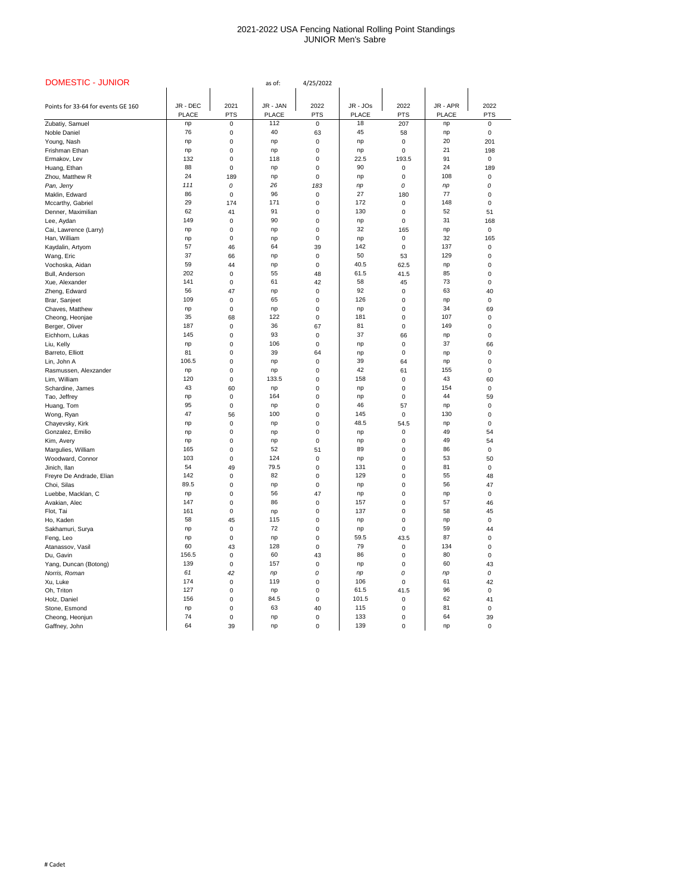# 2021-2022 USA Fencing National Rolling Point Standings
## JUNIOR Men's Sabre

**DOMESTIC - JUNIOR** as of: 4/25/2022

| Points for 33-64 for events GE 160 | JR - DEC PLACE | 2021 PTS | JR - JAN PLACE | 2022 PTS | JR - JOs PLACE | 2022 PTS | JR - APR PLACE | 2022 PTS |
|---|---|---|---|---|---|---|---|---|
| Zubatiy, Samuel | np | 0 | 112 | 0 | 18 | 207 | np | 0 |
| Noble Daniel | 76 | 0 | 40 | 63 | 45 | 58 | np | 0 |
| Young, Nash | np | 0 | np | 0 | np | 0 | 20 | 201 |
| Frishman Ethan | np | 0 | np | 0 | np | 0 | 21 | 198 |
| Ermakov, Lev | 132 | 0 | 118 | 0 | 22.5 | 193.5 | 91 | 0 |
| Huang, Ethan | 88 | 0 | np | 0 | 90 | 0 | 24 | 189 |
| Zhou, Matthew R | 24 | 189 | np | 0 | np | 0 | 108 | 0 |
| *Pan, Jerry* | *111* | *0* | *26* | *183* | *np* | *0* | *np* | *0* |
| Maklin, Edward | 86 | 0 | 96 | 0 | 27 | 180 | 77 | 0 |
| Mccarthy, Gabriel | 29 | 174 | 171 | 0 | 172 | 0 | 148 | 0 |
| Denner, Maximilian | 62 | 41 | 91 | 0 | 130 | 0 | 52 | 51 |
| Lee, Aydan | 149 | 0 | 90 | 0 | np | 0 | 31 | 168 |
| Cai, Lawrence (Larry) | np | 0 | np | 0 | 32 | 165 | np | 0 |
| Han, William | np | 0 | np | 0 | np | 0 | 32 | 165 |
| Kaydalin, Artyom | 57 | 46 | 64 | 39 | 142 | 0 | 137 | 0 |
| Wang, Eric | 37 | 66 | np | 0 | 50 | 53 | 129 | 0 |
| Vochoska, Aidan | 59 | 44 | np | 0 | 40.5 | 62.5 | np | 0 |
| Bull, Anderson | 202 | 0 | 55 | 48 | 61.5 | 41.5 | 85 | 0 |
| Xue, Alexander | 141 | 0 | 61 | 42 | 58 | 45 | 73 | 0 |
| Zheng, Edward | 56 | 47 | np | 0 | 92 | 0 | 63 | 40 |
| Brar, Sanjeet | 109 | 0 | 65 | 0 | 126 | 0 | np | 0 |
| Chaves, Matthew | np | 0 | np | 0 | np | 0 | 34 | 69 |
| Cheong, Heonjae | 35 | 68 | 122 | 0 | 181 | 0 | 107 | 0 |
| Berger, Oliver | 187 | 0 | 36 | 67 | 81 | 0 | 149 | 0 |
| Eichhorn, Lukas | 145 | 0 | 93 | 0 | 37 | 66 | np | 0 |
| Liu, Kelly | np | 0 | 106 | 0 | np | 0 | 37 | 66 |
| Barreto, Elliott | 81 | 0 | 39 | 64 | np | 0 | np | 0 |
| Lin, John A | 106.5 | 0 | np | 0 | 39 | 64 | np | 0 |
| Rasmussen, Alexzander | np | 0 | np | 0 | 42 | 61 | 155 | 0 |
| Lim, William | 120 | 0 | 133.5 | 0 | 158 | 0 | 43 | 60 |
| Schardine, James | 43 | 60 | np | 0 | np | 0 | 154 | 0 |
| Tao, Jeffrey | np | 0 | 164 | 0 | np | 0 | 44 | 59 |
| Huang, Tom | 95 | 0 | np | 0 | 46 | 57 | np | 0 |
| Wong, Ryan | 47 | 56 | 100 | 0 | 145 | 0 | 130 | 0 |
| Chayevsky, Kirk | np | 0 | np | 0 | 48.5 | 54.5 | np | 0 |
| Gonzalez, Emilio | np | 0 | np | 0 | np | 0 | 49 | 54 |
| Kim, Avery | np | 0 | np | 0 | np | 0 | 49 | 54 |
| Margulies, William | 165 | 0 | 52 | 51 | 89 | 0 | 86 | 0 |
| Woodward, Connor | 103 | 0 | 124 | 0 | np | 0 | 53 | 50 |
| Jinich, Ilan | 54 | 49 | 79.5 | 0 | 131 | 0 | 81 | 0 |
| Freyre De Andrade, Elian | 142 | 0 | 82 | 0 | 129 | 0 | 55 | 48 |
| Choi, Silas | 89.5 | 0 | np | 0 | np | 0 | 56 | 47 |
| Luebbe, Macklan, C | np | 0 | 56 | 47 | np | 0 | np | 0 |
| Avakian, Alec | 147 | 0 | 86 | 0 | 157 | 0 | 57 | 46 |
| Flot, Tai | 161 | 0 | np | 0 | 137 | 0 | 58 | 45 |
| Ho, Kaden | 58 | 45 | 115 | 0 | np | 0 | np | 0 |
| Sakhamuri, Surya | np | 0 | 72 | 0 | np | 0 | 59 | 44 |
| Feng, Leo | np | 0 | np | 0 | 59.5 | 43.5 | 87 | 0 |
| Atanassov, Vasil | 60 | 43 | 128 | 0 | 79 | 0 | 134 | 0 |
| Du, Gavin | 156.5 | 0 | 60 | 43 | 86 | 0 | 80 | 0 |
| Yang, Duncan (Botong) | 139 | 0 | 157 | 0 | np | 0 | 60 | 43 |
| *Norris, Roman* | *61* | *42* | *np* | *0* | *np* | *0* | *np* | *0* |
| Xu, Luke | 174 | 0 | 119 | 0 | 106 | 0 | 61 | 42 |
| Oh, Triton | 127 | 0 | np | 0 | 61.5 | 41.5 | 96 | 0 |
| Holz, Daniel | 156 | 0 | 84.5 | 0 | 101.5 | 0 | 62 | 41 |
| Stone, Esmond | np | 0 | 63 | 40 | 115 | 0 | 81 | 0 |
| Cheong, Heonjun | 74 | 0 | np | 0 | 133 | 0 | 64 | 39 |
| Gaffney, John | 64 | 39 | np | 0 | 139 | 0 | np | 0 |

# Cadet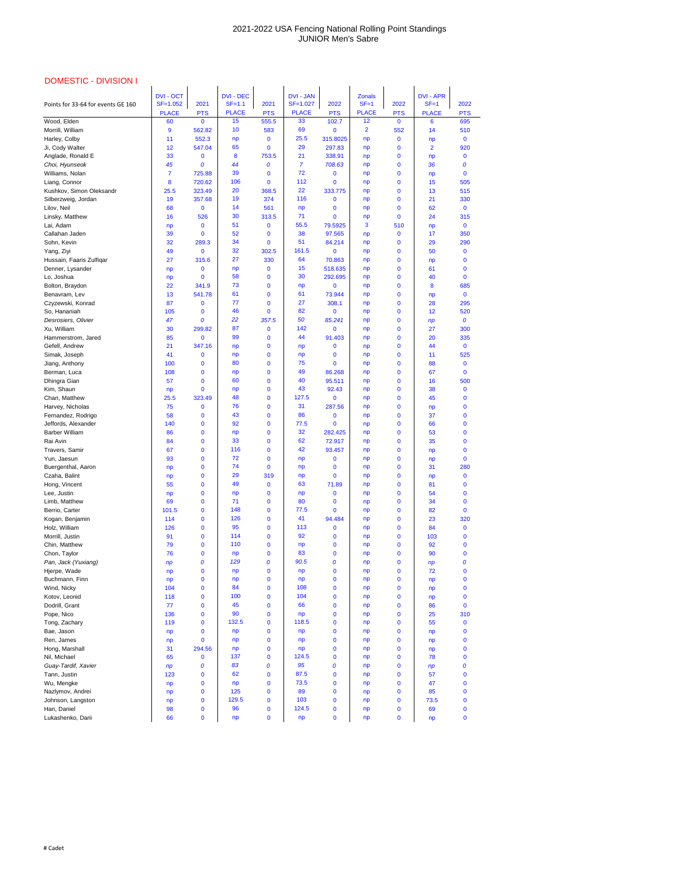# 2021-2022 USA Fencing National Rolling Point Standings
## JUNIOR Men's Sabre

### DOMESTIC - DIVISION I

| Points for 33-64 for events GE 160 | DVI - OCT SF=1.052 PLACE | 2021 PTS | DVI - DEC SF=1.1 PLACE | 2021 PTS | DVI - JAN SF=1.027 PLACE | 2022 PTS | Zonals SF=1 PLACE | 2022 PTS | DVI - APR SF=1 PLACE | 2022 PTS |
|---|---|---|---|---|---|---|---|---|---|---|
| Wood, Elden | 60 | 0 | 15 | 555.5 | 33 | 102.7 | 12 | 0 | 6 | 695 |
| Morrill, William | 9 | 562.82 | 10 | 583 | 69 | 0 | 2 | 552 | 14 | 510 |
| Harley, Colby | 11 | 552.3 | np | 0 | 25.5 | 315.8025 | np | 0 | np | 0 |
| Ji, Cody Walter | 12 | 547.04 | 65 | 0 | 29 | 297.83 | np | 0 | 2 | 920 |
| Anglade, Ronald E | 33 | 0 | 8 | 753.5 | 21 | 338.91 | np | 0 | np | 0 |
| *Choi, Hyunseok* | *45* | *0* | *44* | *0* | *7* | *708.63* | np | 0 | *36* | *0* |
| Williams, Nolan | 7 | 725.88 | 39 | 0 | 72 | 0 | np | 0 | np | 0 |
| Liang, Connor | 8 | 720.62 | 106 | 0 | 112 | 0 | np | 0 | 15 | 505 |
| Kushkov, Simon Oleksandr | 25.5 | 323.49 | 20 | 368.5 | 22 | 333.775 | np | 0 | 13 | 515 |
| Silberzweig, Jordan | 19 | 357.68 | 19 | 374 | 116 | 0 | np | 0 | 21 | 330 |
| Lilov, Neil | 68 | 0 | 14 | 561 | np | 0 | np | 0 | 62 | 0 |
| Linsky, Matthew | 16 | 526 | 30 | 313.5 | 71 | 0 | np | 0 | 24 | 315 |
| Lai, Adam | np | 0 | 51 | 0 | 55.5 | 79.5925 | 3 | 510 | np | 0 |
| Callahan Jaden | 39 | 0 | 52 | 0 | 38 | 97.565 | np | 0 | 17 | 350 |
| Sohn, Kevin | 32 | 289.3 | 34 | 0 | 51 | 84.214 | np | 0 | 29 | 290 |
| Yang, Ziyi | 49 | 0 | 32 | 302.5 | 161.5 | 0 | np | 0 | 50 | 0 |
| Hussain, Faaris Zulfiqar | 27 | 315.6 | 27 | 330 | 64 | 70.863 | np | 0 | np | 0 |
| Denner, Lysander | np | 0 | np | 0 | 15 | 518.635 | np | 0 | 61 | 0 |
| Lo, Joshua | np | 0 | 58 | 0 | 30 | 292.695 | np | 0 | 40 | 0 |
| Bolton, Braydon | 22 | 341.9 | 73 | 0 | np | 0 | np | 0 | 8 | 685 |
| Benavram, Lev | 13 | 541.78 | 61 | 0 | 61 | 73.944 | np | 0 | np | 0 |
| Czyzewski, Konrad | 87 | 0 | 77 | 0 | 27 | 308.1 | np | 0 | 28 | 295 |
| So, Hananiah | 105 | 0 | 46 | 0 | 82 | 0 | np | 0 | 12 | 520 |
| *Desrosiers, Olivier* | *47* | *0* | *22* | *357.5* | *50* | *85.241* | np | 0 | *np* | *0* |
| Xu, William | 30 | 299.82 | 87 | 0 | 142 | 0 | np | 0 | 27 | 300 |
| Hammerstrom, Jared | 85 | 0 | 99 | 0 | 44 | 91.403 | np | 0 | 20 | 335 |
| Gefell, Andrew | 21 | 347.16 | np | 0 | np | 0 | np | 0 | 44 | 0 |
| Simak, Joseph | 41 | 0 | np | 0 | np | 0 | np | 0 | 11 | 525 |
| Jiang, Anthony | 100 | 0 | 80 | 0 | 75 | 0 | np | 0 | 88 | 0 |
| Berman, Luca | 108 | 0 | np | 0 | 49 | 86.268 | np | 0 | 67 | 0 |
| Dhingra Gian | 57 | 0 | 60 | 0 | 40 | 95.511 | np | 0 | 16 | 500 |
| Kim, Shaun | np | 0 | np | 0 | 43 | 92.43 | np | 0 | 38 | 0 |
| Chan, Matthew | 25.5 | 323.49 | 48 | 0 | 127.5 | 0 | np | 0 | 45 | 0 |
| Harvey, Nicholas | 75 | 0 | 76 | 0 | 31 | 287.56 | np | 0 | np | 0 |
| Fernandez, Rodrigo | 58 | 0 | 43 | 0 | 86 | 0 | np | 0 | 37 | 0 |
| Jeffords, Alexander | 140 | 0 | 92 | 0 | 77.5 | 0 | np | 0 | 66 | 0 |
| Barber William | 86 | 0 | np | 0 | 32 | 282.425 | np | 0 | 53 | 0 |
| Rai Avin | 84 | 0 | 33 | 0 | 62 | 72.917 | np | 0 | 35 | 0 |
| Travers, Samir | 67 | 0 | 116 | 0 | 42 | 93.457 | np | 0 | np | 0 |
| Yun, Jaesun | 93 | 0 | 72 | 0 | np | 0 | np | 0 | np | 0 |
| Buergenthal, Aaron | np | 0 | 74 | 0 | np | 0 | np | 0 | 31 | 280 |
| Czaha, Balint | np | 0 | 29 | 319 | np | 0 | np | 0 | np | 0 |
| Hong, Vincent | 55 | 0 | 49 | 0 | 63 | 71.89 | np | 0 | 81 | 0 |
| Lee, Justin | np | 0 | np | 0 | np | 0 | np | 0 | 54 | 0 |
| Limb, Matthew | 69 | 0 | 71 | 0 | 80 | 0 | np | 0 | 34 | 0 |
| Berrio, Carter | 101.5 | 0 | 148 | 0 | 77.5 | 0 | np | 0 | 82 | 0 |
| Kogan, Benjamin | 114 | 0 | 126 | 0 | 41 | 94.484 | np | 0 | 23 | 320 |
| Holz, William | 126 | 0 | 95 | 0 | 113 | 0 | np | 0 | 84 | 0 |
| Morrill, Justin | 91 | 0 | 114 | 0 | 92 | 0 | np | 0 | 103 | 0 |
| Chin, Matthew | 79 | 0 | 110 | 0 | np | 0 | np | 0 | 92 | 0 |
| Chon, Taylor | 76 | 0 | np | 0 | 83 | 0 | np | 0 | 90 | 0 |
| *Pan, Jack (Yuxiang)* | *np* | *0* | *129* | *0* | *90.5* | *0* | np | 0 | *np* | *0* |
| Hjerpe, Wade | np | 0 | np | 0 | np | 0 | np | 0 | 72 | 0 |
| Buchmann, Finn | np | 0 | np | 0 | np | 0 | np | 0 | np | 0 |
| Wind, Nicky | 104 | 0 | 84 | 0 | 108 | 0 | np | 0 | np | 0 |
| Kotov, Leonid | 118 | 0 | 100 | 0 | 104 | 0 | np | 0 | np | 0 |
| Dodrill, Grant | 77 | 0 | 45 | 0 | 66 | 0 | np | 0 | 86 | 0 |
| Pope, Nico | 136 | 0 | 90 | 0 | np | 0 | np | 0 | 25 | 310 |
| Tong, Zachary | 119 | 0 | 132.5 | 0 | 118.5 | 0 | np | 0 | 55 | 0 |
| Bae, Jason | np | 0 | np | 0 | np | 0 | np | 0 | np | 0 |
| Ren, James | np | 0 | np | 0 | np | 0 | np | 0 | np | 0 |
| Hong, Marshall | 31 | 294.56 | np | 0 | np | 0 | np | 0 | np | 0 |
| Nil, Michael | 65 | 0 | 137 | 0 | 124.5 | 0 | np | 0 | 78 | 0 |
| *Guay-Tardif, Xavier* | *np* | *0* | *83* | *0* | *95* | *0* | np | 0 | *np* | *0* |
| Tann, Justin | 123 | 0 | 62 | 0 | 87.5 | 0 | np | 0 | 57 | 0 |
| Wu, Mengke | np | 0 | np | 0 | 73.5 | 0 | np | 0 | 47 | 0 |
| Nazlymov, Andrei | np | 0 | 125 | 0 | 89 | 0 | np | 0 | 85 | 0 |
| Johnson, Langston | np | 0 | 129.5 | 0 | 103 | 0 | np | 0 | 73.5 | 0 |
| Han, Daniel | 98 | 0 | 96 | 0 | 124.5 | 0 | np | 0 | 69 | 0 |
| Lukashenko, Darii | 66 | 0 | np | 0 | np | 0 | np | 0 | np | 0 |

# Cadet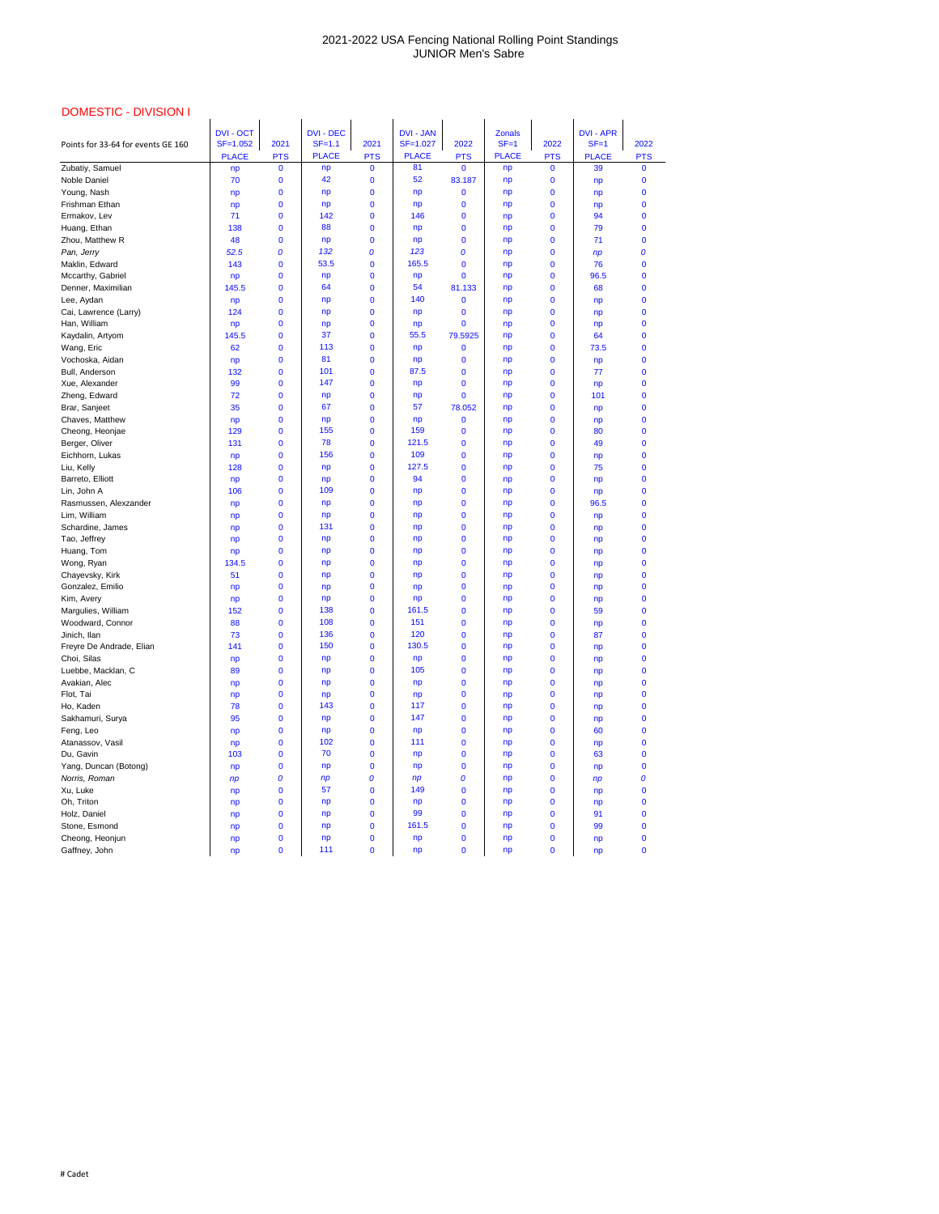# 2021-2022 USA Fencing National Rolling Point Standings
## JUNIOR Men's Sabre

### DOMESTIC - DIVISION I

| Points for 33-64 for events GE 160 | DVI - OCT SF=1.052 PLACE | 2021 PTS | DVI - DEC SF=1.1 PLACE | 2021 PTS | DVI - JAN SF=1.027 PLACE | 2022 PTS | Zonals SF=1 PLACE | 2022 PTS | DVI - APR SF=1 PLACE | 2022 PTS |
|---|---|---|---|---|---|---|---|---|---|---|
| Zubatiy, Samuel | np | 0 | np | 0 | 81 | 0 | np | 0 | 39 | 0 |
| Noble Daniel | 70 | 0 | 42 | 0 | 52 | 83.187 | np | 0 | np | 0 |
| Young, Nash | np | 0 | np | 0 | np | 0 | np | 0 | np | 0 |
| Frishman Ethan | np | 0 | np | 0 | np | 0 | np | 0 | np | 0 |
| Ermakov, Lev | 71 | 0 | 142 | 0 | 146 | 0 | np | 0 | 94 | 0 |
| Huang, Ethan | 138 | 0 | 88 | 0 | np | 0 | np | 0 | 79 | 0 |
| Zhou, Matthew R | 48 | 0 | np | 0 | np | 0 | np | 0 | 71 | 0 |
| *Pan, Jerry* | *52.5* | *0* | *132* | *0* | *123* | *0* | np | 0 | *np* | *0* |
| Maklin, Edward | 143 | 0 | 53.5 | 0 | 165.5 | 0 | np | 0 | 76 | 0 |
| Mccarthy, Gabriel | np | 0 | np | 0 | np | 0 | np | 0 | 96.5 | 0 |
| Denner, Maximilian | 145.5 | 0 | 64 | 0 | 54 | 81.133 | np | 0 | 68 | 0 |
| Lee, Aydan | np | 0 | np | 0 | 140 | 0 | np | 0 | np | 0 |
| Cai, Lawrence (Larry) | 124 | 0 | np | 0 | np | 0 | np | 0 | np | 0 |
| Han, William | np | 0 | np | 0 | np | 0 | np | 0 | np | 0 |
| Kaydalin, Artyom | 145.5 | 0 | 37 | 0 | 55.5 | 79.5925 | np | 0 | 64 | 0 |
| Wang, Eric | 62 | 0 | 113 | 0 | np | 0 | np | 0 | 73.5 | 0 |
| Vochoska, Aidan | np | 0 | 81 | 0 | np | 0 | np | 0 | np | 0 |
| Bull, Anderson | 132 | 0 | 101 | 0 | 87.5 | 0 | np | 0 | 77 | 0 |
| Xue, Alexander | 99 | 0 | 147 | 0 | np | 0 | np | 0 | np | 0 |
| Zheng, Edward | 72 | 0 | np | 0 | np | 0 | np | 0 | 101 | 0 |
| Brar, Sanjeet | 35 | 0 | 67 | 0 | 57 | 78.052 | np | 0 | np | 0 |
| Chaves, Matthew | np | 0 | np | 0 | np | 0 | np | 0 | np | 0 |
| Cheong, Heonjae | 129 | 0 | 155 | 0 | 159 | 0 | np | 0 | 80 | 0 |
| Berger, Oliver | 131 | 0 | 78 | 0 | 121.5 | 0 | np | 0 | 49 | 0 |
| Eichhorn, Lukas | np | 0 | 156 | 0 | 109 | 0 | np | 0 | np | 0 |
| Liu, Kelly | 128 | 0 | np | 0 | 127.5 | 0 | np | 0 | 75 | 0 |
| Barreto, Elliott | np | 0 | np | 0 | 94 | 0 | np | 0 | np | 0 |
| Lin, John A | 106 | 0 | 109 | 0 | np | 0 | np | 0 | np | 0 |
| Rasmussen, Alexzander | np | 0 | np | 0 | np | 0 | np | 0 | 96.5 | 0 |
| Lim, William | np | 0 | np | 0 | np | 0 | np | 0 | np | 0 |
| Schardine, James | np | 0 | 131 | 0 | np | 0 | np | 0 | np | 0 |
| Tao, Jeffrey | np | 0 | np | 0 | np | 0 | np | 0 | np | 0 |
| Huang, Tom | np | 0 | np | 0 | np | 0 | np | 0 | np | 0 |
| Wong, Ryan | 134.5 | 0 | np | 0 | np | 0 | np | 0 | np | 0 |
| Chayevsky, Kirk | 51 | 0 | np | 0 | np | 0 | np | 0 | np | 0 |
| Gonzalez, Emilio | np | 0 | np | 0 | np | 0 | np | 0 | np | 0 |
| Kim, Avery | np | 0 | np | 0 | np | 0 | np | 0 | np | 0 |
| Margulies, William | 152 | 0 | 138 | 0 | 161.5 | 0 | np | 0 | 59 | 0 |
| Woodward, Connor | 88 | 0 | 108 | 0 | 151 | 0 | np | 0 | np | 0 |
| Jinich, Ilan | 73 | 0 | 136 | 0 | 120 | 0 | np | 0 | 87 | 0 |
| Freyre De Andrade, Elian | 141 | 0 | 150 | 0 | 130.5 | 0 | np | 0 | np | 0 |
| Choi, Silas | np | 0 | np | 0 | np | 0 | np | 0 | np | 0 |
| Luebbe, Macklan, C | 89 | 0 | np | 0 | 105 | 0 | np | 0 | np | 0 |
| Avakian, Alec | np | 0 | np | 0 | np | 0 | np | 0 | np | 0 |
| Flot, Tai | np | 0 | np | 0 | np | 0 | np | 0 | np | 0 |
| Ho, Kaden | 78 | 0 | 143 | 0 | 117 | 0 | np | 0 | np | 0 |
| Sakhamuri, Surya | 95 | 0 | np | 0 | 147 | 0 | np | 0 | np | 0 |
| Feng, Leo | np | 0 | np | 0 | np | 0 | np | 0 | 60 | 0 |
| Atanassov, Vasil | np | 0 | 102 | 0 | 111 | 0 | np | 0 | np | 0 |
| Du, Gavin | 103 | 0 | 70 | 0 | np | 0 | np | 0 | 63 | 0 |
| Yang, Duncan (Botong) | np | 0 | np | 0 | np | 0 | np | 0 | np | 0 |
| *Norris, Roman* | *np* | *0* | *np* | *0* | *np* | *0* | np | 0 | *np* | *0* |
| Xu, Luke | np | 0 | 57 | 0 | 149 | 0 | np | 0 | np | 0 |
| Oh, Triton | np | 0 | np | 0 | np | 0 | np | 0 | np | 0 |
| Holz, Daniel | np | 0 | np | 0 | 99 | 0 | np | 0 | 91 | 0 |
| Stone, Esmond | np | 0 | np | 0 | 161.5 | 0 | np | 0 | 99 | 0 |
| Cheong, Heonjun | np | 0 | np | 0 | np | 0 | np | 0 | np | 0 |
| Gaffney, John | np | 0 | 111 | 0 | np | 0 | np | 0 | np | 0 |

# Cadet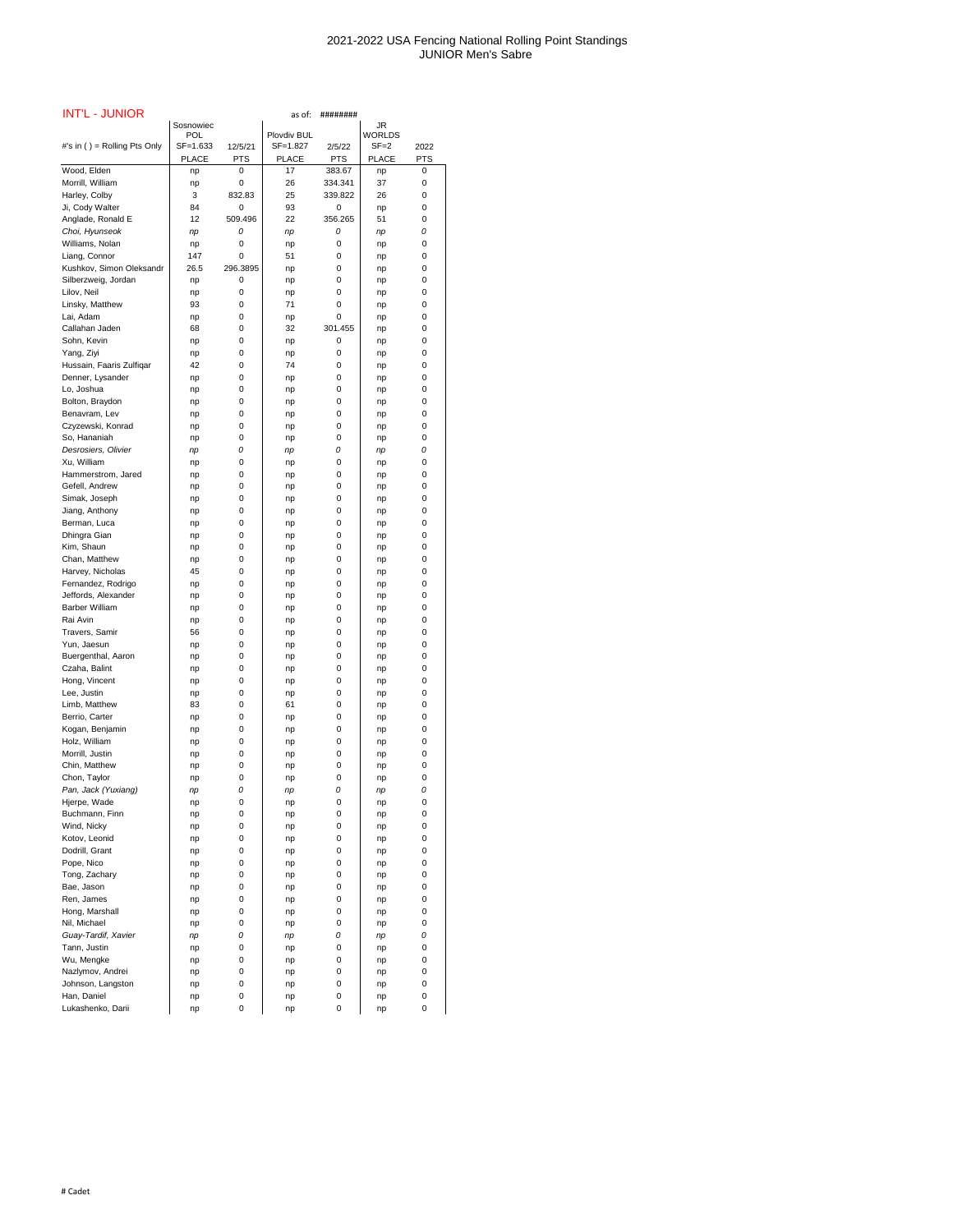# 2021-2022 USA Fencing National Rolling Point Standings
## JUNIOR Men's Sabre

INT'L - JUNIOR as of: ########

| #'s in ( ) = Rolling Pts Only | Sosnowiec POL SF=1.633 | 12/5/21 | Plovdiv BUL SF=1.827 | 2/5/22 | JR WORLDS SF=2 | 2022 |
|---|---|---|---|---|---|---|
| | PLACE | PTS | PLACE | PTS | PLACE | PTS |
| Wood, Elden | np | 0 | 17 | 383.67 | np | 0 |
| Morrill, William | np | 0 | 26 | 334.341 | 37 | 0 |
| Harley, Colby | 3 | 832.83 | 25 | 339.822 | 26 | 0 |
| Ji, Cody Walter | 84 | 0 | 93 | 0 | np | 0 |
| Anglade, Ronald E | 12 | 509.496 | 22 | 356.265 | 51 | 0 |
| *Choi, Hyunseok* | *np* | *0* | *np* | *0* | *np* | *0* |
| Williams, Nolan | np | 0 | np | 0 | np | 0 |
| Liang, Connor | 147 | 0 | 51 | 0 | np | 0 |
| Kushkov, Simon Oleksandr | 26.5 | 296.3895 | np | 0 | np | 0 |
| Silberzweig, Jordan | np | 0 | np | 0 | np | 0 |
| Lilov, Neil | np | 0 | np | 0 | np | 0 |
| Linsky, Matthew | 93 | 0 | 71 | 0 | np | 0 |
| Lai, Adam | np | 0 | np | 0 | np | 0 |
| Callahan Jaden | 68 | 0 | 32 | 301.455 | np | 0 |
| Sohn, Kevin | np | 0 | np | 0 | np | 0 |
| Yang, Ziyi | np | 0 | np | 0 | np | 0 |
| Hussain, Faaris Zulfiqar | 42 | 0 | 74 | 0 | np | 0 |
| Denner, Lysander | np | 0 | np | 0 | np | 0 |
| Lo, Joshua | np | 0 | np | 0 | np | 0 |
| Bolton, Braydon | np | 0 | np | 0 | np | 0 |
| Benavram, Lev | np | 0 | np | 0 | np | 0 |
| Czyzewski, Konrad | np | 0 | np | 0 | np | 0 |
| So, Hananiah | np | 0 | np | 0 | np | 0 |
| *Desrosiers, Olivier* | *np* | *0* | *np* | *0* | *np* | *0* |
| Xu, William | np | 0 | np | 0 | np | 0 |
| Hammerstrom, Jared | np | 0 | np | 0 | np | 0 |
| Gefell, Andrew | np | 0 | np | 0 | np | 0 |
| Simak, Joseph | np | 0 | np | 0 | np | 0 |
| Jiang, Anthony | np | 0 | np | 0 | np | 0 |
| Berman, Luca | np | 0 | np | 0 | np | 0 |
| Dhingra Gian | np | 0 | np | 0 | np | 0 |
| Kim, Shaun | np | 0 | np | 0 | np | 0 |
| Chan, Matthew | np | 0 | np | 0 | np | 0 |
| Harvey, Nicholas | 45 | 0 | np | 0 | np | 0 |
| Fernandez, Rodrigo | np | 0 | np | 0 | np | 0 |
| Jeffords, Alexander | np | 0 | np | 0 | np | 0 |
| Barber William | np | 0 | np | 0 | np | 0 |
| Rai Avin | np | 0 | np | 0 | np | 0 |
| Travers, Samir | 56 | 0 | np | 0 | np | 0 |
| Yun, Jaesun | np | 0 | np | 0 | np | 0 |
| Buergenthal, Aaron | np | 0 | np | 0 | np | 0 |
| Czaha, Balint | np | 0 | np | 0 | np | 0 |
| Hong, Vincent | np | 0 | np | 0 | np | 0 |
| Lee, Justin | np | 0 | np | 0 | np | 0 |
| Limb, Matthew | 83 | 0 | 61 | 0 | np | 0 |
| Berrio, Carter | np | 0 | np | 0 | np | 0 |
| Kogan, Benjamin | np | 0 | np | 0 | np | 0 |
| Holz, William | np | 0 | np | 0 | np | 0 |
| Morrill, Justin | np | 0 | np | 0 | np | 0 |
| Chin, Matthew | np | 0 | np | 0 | np | 0 |
| Chon, Taylor | np | 0 | np | 0 | np | 0 |
| *Pan, Jack (Yuxiang)* | *np* | *0* | *np* | *0* | *np* | *0* |
| Hjerpe, Wade | np | 0 | np | 0 | np | 0 |
| Buchmann, Finn | np | 0 | np | 0 | np | 0 |
| Wind, Nicky | np | 0 | np | 0 | np | 0 |
| Kotov, Leonid | np | 0 | np | 0 | np | 0 |
| Dodrill, Grant | np | 0 | np | 0 | np | 0 |
| Pope, Nico | np | 0 | np | 0 | np | 0 |
| Tong, Zachary | np | 0 | np | 0 | np | 0 |
| Bae, Jason | np | 0 | np | 0 | np | 0 |
| Ren, James | np | 0 | np | 0 | np | 0 |
| Hong, Marshall | np | 0 | np | 0 | np | 0 |
| Nil, Michael | np | 0 | np | 0 | np | 0 |
| *Guay-Tardif, Xavier* | *np* | *0* | *np* | *0* | *np* | *0* |
| Tann, Justin | np | 0 | np | 0 | np | 0 |
| Wu, Mengke | np | 0 | np | 0 | np | 0 |
| Nazlymov, Andrei | np | 0 | np | 0 | np | 0 |
| Johnson, Langston | np | 0 | np | 0 | np | 0 |
| Han, Daniel | np | 0 | np | 0 | np | 0 |
| Lukashenko, Darii | np | 0 | np | 0 | np | 0 |

# Cadet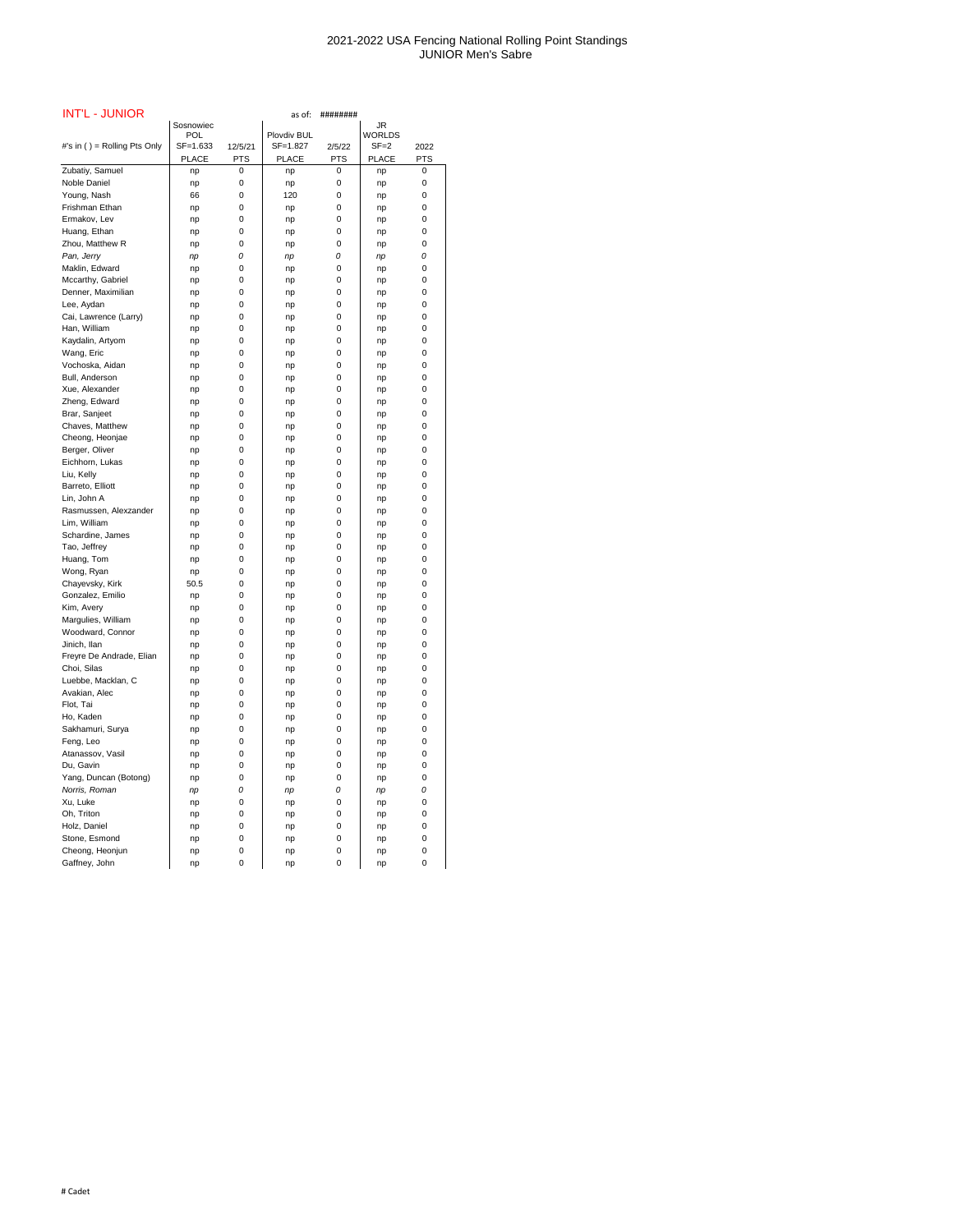# 2021-2022 USA Fencing National Rolling Point Standings
## JUNIOR Men's Sabre

**INT'L - JUNIOR** as of: ########

| #'s in ( ) = Rolling Pts Only | Sosnowiec POL SF=1.633 | 12/5/21 | Plovdiv BUL SF=1.827 | 2/5/22 | JR WORLDS SF=2 | 2022 |
|---|---|---|---|---|---|---|
| | PLACE | PTS | PLACE | PTS | PLACE | PTS |
| Zubatiy, Samuel | np | 0 | np | 0 | np | 0 |
| Noble Daniel | np | 0 | np | 0 | np | 0 |
| Young, Nash | 66 | 0 | 120 | 0 | np | 0 |
| Frishman Ethan | np | 0 | np | 0 | np | 0 |
| Ermakov, Lev | np | 0 | np | 0 | np | 0 |
| Huang, Ethan | np | 0 | np | 0 | np | 0 |
| Zhou, Matthew R | np | 0 | np | 0 | np | 0 |
| *Pan, Jerry* | *np* | *0* | *np* | *0* | *np* | *0* |
| Maklin, Edward | np | 0 | np | 0 | np | 0 |
| Mccarthy, Gabriel | np | 0 | np | 0 | np | 0 |
| Denner, Maximilian | np | 0 | np | 0 | np | 0 |
| Lee, Aydan | np | 0 | np | 0 | np | 0 |
| Cai, Lawrence (Larry) | np | 0 | np | 0 | np | 0 |
| Han, William | np | 0 | np | 0 | np | 0 |
| Kaydalin, Artyom | np | 0 | np | 0 | np | 0 |
| Wang, Eric | np | 0 | np | 0 | np | 0 |
| Vochoska, Aidan | np | 0 | np | 0 | np | 0 |
| Bull, Anderson | np | 0 | np | 0 | np | 0 |
| Xue, Alexander | np | 0 | np | 0 | np | 0 |
| Zheng, Edward | np | 0 | np | 0 | np | 0 |
| Brar, Sanjeet | np | 0 | np | 0 | np | 0 |
| Chaves, Matthew | np | 0 | np | 0 | np | 0 |
| Cheong, Heonjae | np | 0 | np | 0 | np | 0 |
| Berger, Oliver | np | 0 | np | 0 | np | 0 |
| Eichhorn, Lukas | np | 0 | np | 0 | np | 0 |
| Liu, Kelly | np | 0 | np | 0 | np | 0 |
| Barreto, Elliott | np | 0 | np | 0 | np | 0 |
| Lin, John A | np | 0 | np | 0 | np | 0 |
| Rasmussen, Alexzander | np | 0 | np | 0 | np | 0 |
| Lim, William | np | 0 | np | 0 | np | 0 |
| Schardine, James | np | 0 | np | 0 | np | 0 |
| Tao, Jeffrey | np | 0 | np | 0 | np | 0 |
| Huang, Tom | np | 0 | np | 0 | np | 0 |
| Wong, Ryan | np | 0 | np | 0 | np | 0 |
| Chayevsky, Kirk | 50.5 | 0 | np | 0 | np | 0 |
| Gonzalez, Emilio | np | 0 | np | 0 | np | 0 |
| Kim, Avery | np | 0 | np | 0 | np | 0 |
| Margulies, William | np | 0 | np | 0 | np | 0 |
| Woodward, Connor | np | 0 | np | 0 | np | 0 |
| Jinich, Ilan | np | 0 | np | 0 | np | 0 |
| Freyre De Andrade, Elian | np | 0 | np | 0 | np | 0 |
| Choi, Silas | np | 0 | np | 0 | np | 0 |
| Luebbe, Macklan, C | np | 0 | np | 0 | np | 0 |
| Avakian, Alec | np | 0 | np | 0 | np | 0 |
| Flot, Tai | np | 0 | np | 0 | np | 0 |
| Ho, Kaden | np | 0 | np | 0 | np | 0 |
| Sakhamuri, Surya | np | 0 | np | 0 | np | 0 |
| Feng, Leo | np | 0 | np | 0 | np | 0 |
| Atanassov, Vasil | np | 0 | np | 0 | np | 0 |
| Du, Gavin | np | 0 | np | 0 | np | 0 |
| Yang, Duncan (Botong) | np | 0 | np | 0 | np | 0 |
| *Norris, Roman* | *np* | *0* | *np* | *0* | *np* | *0* |
| Xu, Luke | np | 0 | np | 0 | np | 0 |
| Oh, Triton | np | 0 | np | 0 | np | 0 |
| Holz, Daniel | np | 0 | np | 0 | np | 0 |
| Stone, Esmond | np | 0 | np | 0 | np | 0 |
| Cheong, Heonjun | np | 0 | np | 0 | np | 0 |
| Gaffney, John | np | 0 | np | 0 | np | 0 |

# Cadet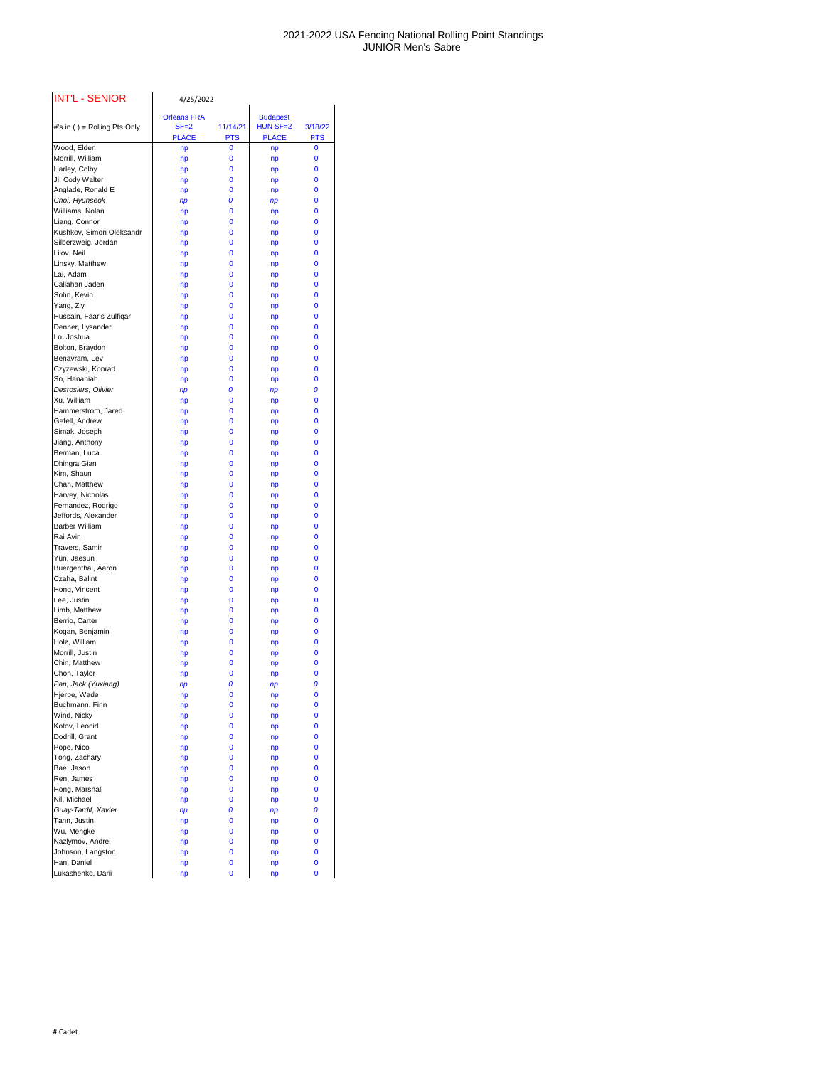2021-2022 USA Fencing National Rolling Point Standings
JUNIOR Men's Sabre

| INT'L - SENIOR | 4/25/2022 | | | |
|---|---|---|---|---|
| #'s in ( ) = Rolling Pts Only | Orleans FRA SF=2 PLACE | 11/14/21 PTS | Budapest HUN SF=2 PLACE | 3/18/22 PTS |
| Wood, Elden | np | 0 | np | 0 |
| Morrill, William | np | 0 | np | 0 |
| Harley, Colby | np | 0 | np | 0 |
| Ji, Cody Walter | np | 0 | np | 0 |
| Anglade, Ronald E | np | 0 | np | 0 |
| *Choi, Hyunseok* | *np* | *0* | *np* | 0 |
| Williams, Nolan | np | 0 | np | 0 |
| Liang, Connor | np | 0 | np | 0 |
| Kushkov, Simon Oleksandr | np | 0 | np | 0 |
| Silberzweig, Jordan | np | 0 | np | 0 |
| Lilov, Neil | np | 0 | np | 0 |
| Linsky, Matthew | np | 0 | np | 0 |
| Lai, Adam | np | 0 | np | 0 |
| Callahan Jaden | np | 0 | np | 0 |
| Sohn, Kevin | np | 0 | np | 0 |
| Yang, Ziyi | np | 0 | np | 0 |
| Hussain, Faaris Zulfiqar | np | 0 | np | 0 |
| Denner, Lysander | np | 0 | np | 0 |
| Lo, Joshua | np | 0 | np | 0 |
| Bolton, Braydon | np | 0 | np | 0 |
| Benavram, Lev | np | 0 | np | 0 |
| Czyzewski, Konrad | np | 0 | np | 0 |
| So, Hananiah | np | 0 | np | 0 |
| *Desrosiers, Olivier* | *np* | *0* | *np* | *0* |
| Xu, William | np | 0 | np | 0 |
| Hammerstrom, Jared | np | 0 | np | 0 |
| Gefell, Andrew | np | 0 | np | 0 |
| Simak, Joseph | np | 0 | np | 0 |
| Jiang, Anthony | np | 0 | np | 0 |
| Berman, Luca | np | 0 | np | 0 |
| Dhingra Gian | np | 0 | np | 0 |
| Kim, Shaun | np | 0 | np | 0 |
| Chan, Matthew | np | 0 | np | 0 |
| Harvey, Nicholas | np | 0 | np | 0 |
| Fernandez, Rodrigo | np | 0 | np | 0 |
| Jeffords, Alexander | np | 0 | np | 0 |
| Barber William | np | 0 | np | 0 |
| Rai Avin | np | 0 | np | 0 |
| Travers, Samir | np | 0 | np | 0 |
| Yun, Jaesun | np | 0 | np | 0 |
| Buergenthal, Aaron | np | 0 | np | 0 |
| Czaha, Balint | np | 0 | np | 0 |
| Hong, Vincent | np | 0 | np | 0 |
| Lee, Justin | np | 0 | np | 0 |
| Limb, Matthew | np | 0 | np | 0 |
| Berrio, Carter | np | 0 | np | 0 |
| Kogan, Benjamin | np | 0 | np | 0 |
| Holz, William | np | 0 | np | 0 |
| Morrill, Justin | np | 0 | np | 0 |
| Chin, Matthew | np | 0 | np | 0 |
| Chon, Taylor | np | 0 | np | 0 |
| *Pan, Jack (Yuxiang)* | *np* | *0* | *np* | *0* |
| Hjerpe, Wade | np | 0 | np | 0 |
| Buchmann, Finn | np | 0 | np | 0 |
| Wind, Nicky | np | 0 | np | 0 |
| Kotov, Leonid | np | 0 | np | 0 |
| Dodrill, Grant | np | 0 | np | 0 |
| Pope, Nico | np | 0 | np | 0 |
| Tong, Zachary | np | 0 | np | 0 |
| Bae, Jason | np | 0 | np | 0 |
| Ren, James | np | 0 | np | 0 |
| Hong, Marshall | np | 0 | np | 0 |
| Nil, Michael | np | 0 | np | 0 |
| *Guay-Tardif, Xavier* | *np* | *0* | *np* | *0* |
| Tann, Justin | np | 0 | np | 0 |
| Wu, Mengke | np | 0 | np | 0 |
| Nazlymov, Andrei | np | 0 | np | 0 |
| Johnson, Langston | np | 0 | np | 0 |
| Han, Daniel | np | 0 | np | 0 |
| Lukashenko, Darii | np | 0 | np | 0 |

# Cadet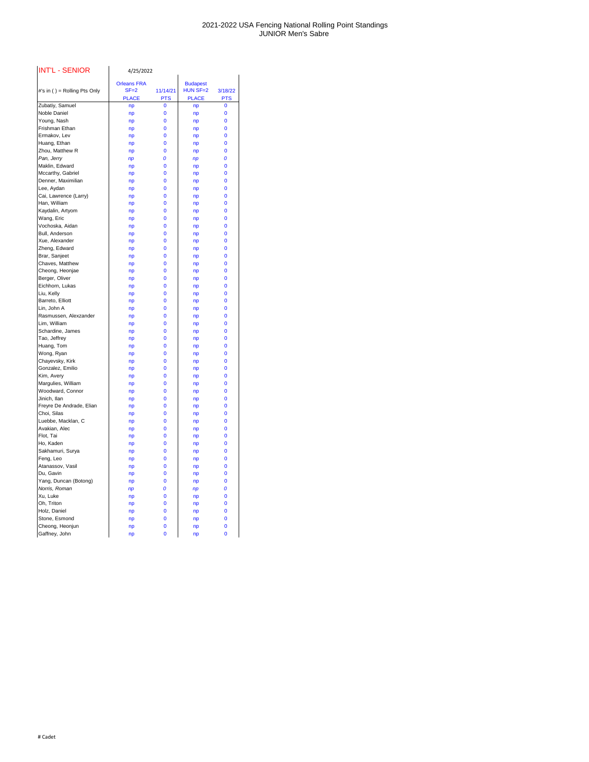# 2021-2022 USA Fencing National Rolling Point Standings
## JUNIOR Men's Sabre

| INT'L - SENIOR | 4/25/2022 | | | |
|---|---|---|---|---|
| #'s in ( ) = Rolling Pts Only | Orleans FRA SF=2 PLACE | 11/14/21 PTS | Budapest HUN SF=2 PLACE | 3/18/22 PTS |
| Zubatiy, Samuel | np | 0 | np | 0 |
| Noble Daniel | np | 0 | np | 0 |
| Young, Nash | np | 0 | np | 0 |
| Frishman Ethan | np | 0 | np | 0 |
| Ermakov, Lev | np | 0 | np | 0 |
| Huang, Ethan | np | 0 | np | 0 |
| Zhou, Matthew R | np | 0 | np | 0 |
| *Pan, Jerry* | *np* | *0* | *np* | *0* |
| Maklin, Edward | np | 0 | np | 0 |
| Mccarthy, Gabriel | np | 0 | np | 0 |
| Denner, Maximilian | np | 0 | np | 0 |
| Lee, Aydan | np | 0 | np | 0 |
| Cai, Lawrence (Larry) | np | 0 | np | 0 |
| Han, William | np | 0 | np | 0 |
| Kaydalin, Artyom | np | 0 | np | 0 |
| Wang, Eric | np | 0 | np | 0 |
| Vochoska, Aidan | np | 0 | np | 0 |
| Bull, Anderson | np | 0 | np | 0 |
| Xue, Alexander | np | 0 | np | 0 |
| Zheng, Edward | np | 0 | np | 0 |
| Brar, Sanjeet | np | 0 | np | 0 |
| Chaves, Matthew | np | 0 | np | 0 |
| Cheong, Heonjae | np | 0 | np | 0 |
| Berger, Oliver | np | 0 | np | 0 |
| Eichhorn, Lukas | np | 0 | np | 0 |
| Liu, Kelly | np | 0 | np | 0 |
| Barreto, Elliott | np | 0 | np | 0 |
| Lin, John A | np | 0 | np | 0 |
| Rasmussen, Alexzander | np | 0 | np | 0 |
| Lim, William | np | 0 | np | 0 |
| Schardine, James | np | 0 | np | 0 |
| Tao, Jeffrey | np | 0 | np | 0 |
| Huang, Tom | np | 0 | np | 0 |
| Wong, Ryan | np | 0 | np | 0 |
| Chayevsky, Kirk | np | 0 | np | 0 |
| Gonzalez, Emilio | np | 0 | np | 0 |
| Kim, Avery | np | 0 | np | 0 |
| Margulies, William | np | 0 | np | 0 |
| Woodward, Connor | np | 0 | np | 0 |
| Jinich, Ilan | np | 0 | np | 0 |
| Freyre De Andrade, Elian | np | 0 | np | 0 |
| Choi, Silas | np | 0 | np | 0 |
| Luebbe, Macklan, C | np | 0 | np | 0 |
| Avakian, Alec | np | 0 | np | 0 |
| Flot, Tai | np | 0 | np | 0 |
| Ho, Kaden | np | 0 | np | 0 |
| Sakhamuri, Surya | np | 0 | np | 0 |
| Feng, Leo | np | 0 | np | 0 |
| Atanassov, Vasil | np | 0 | np | 0 |
| Du, Gavin | np | 0 | np | 0 |
| Yang, Duncan (Botong) | np | 0 | np | 0 |
| *Norris, Roman* | *np* | *0* | *np* | *0* |
| Xu, Luke | np | 0 | np | 0 |
| Oh, Triton | np | 0 | np | 0 |
| Holz, Daniel | np | 0 | np | 0 |
| Stone, Esmond | np | 0 | np | 0 |
| Cheong, Heonjun | np | 0 | np | 0 |
| Gaffney, John | np | 0 | np | 0 |

# Cadet